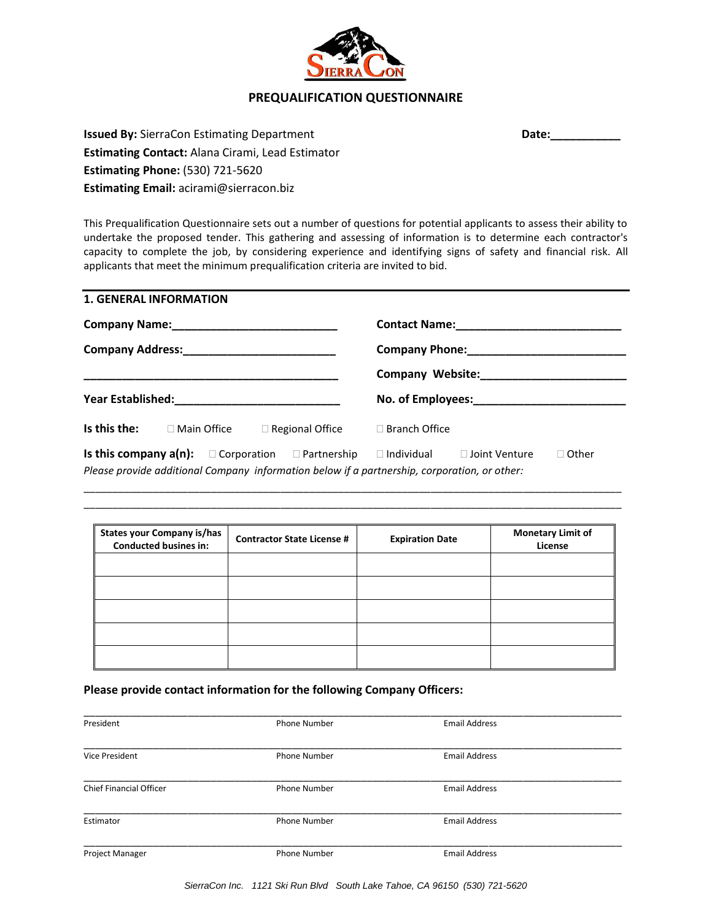# PREQUALIFICATION QUESTIONNAIRE

**Issued By:** SierraCon Estimating Department **Date:**___________
**Estimating Contact:** Alana Cirami, Lead Estimator
**Estimating Phone:** (530) 721-5620
**Estimating Email:** acirami@sierracon.biz

This Prequalification Questionnaire sets out a number of questions for potential applicants to assess their ability to undertake the proposed tender. This gathering and assessing of information is to determine each contractor's capacity to complete the job, by considering experience and identifying signs of safety and financial risk. All applicants that meet the minimum prequalification criteria are invited to bid.

## 1. GENERAL INFORMATION

**Company Name:**__________________________

**Contact Name:**__________________________

**Company Address:**________________________

________________________________________

**Company Phone:**_________________________

**Company Website:**_______________________

**Year Established:**_________________________

**No. of Employees:**________________________

**Is this the:** ☐ Main Office ☐ Regional Office ☐ Branch Office

**Is this company a(n):** ☐ Corporation ☐ Partnership ☐ Individual ☐ Joint Venture ☐ Other

*Please provide additional Company information below if a partnership, corporation, or other:*

_______________________________________________________________________________________________

_______________________________________________________________________________________________

| States your Company is/has Conducted busines in: | Contractor State License # | Expiration Date | Monetary Limit of License |
|---|---|---|---|
| | | | |
| | | | |
| | | | |
| | | | |
| | | | |

### Please provide contact information for the following Company Officers:

| | | |
|---|---|---|
| President | Phone Number | Email Address |
| Vice President | Phone Number | Email Address |
| Chief Financial Officer | Phone Number | Email Address |
| Estimator | Phone Number | Email Address |
| Project Manager | Phone Number | Email Address |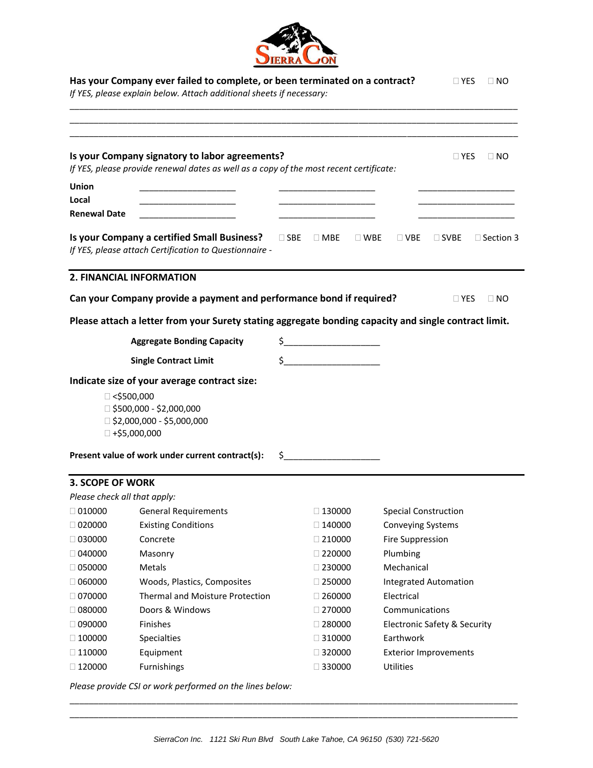**Has your Company ever failed to complete, or been terminated on a contract?** ☐ YES ☐ NO

*If YES, please explain below. Attach additional sheets if necessary:*

______________________________________________________________________________________________

______________________________________________________________________________________________

______________________________________________________________________________________________

**Is your Company signatory to labor agreements?** ☐ YES ☐ NO

*If YES, please provide renewal dates as well as a copy of the most recent certificate:*

| | | | |
|---|---|---|---|
| **Union** | ____________________ | ____________________ | ____________________ |
| **Local** | ____________________ | ____________________ | ____________________ |
| **Renewal Date** | ____________________ | ____________________ | ____________________ |

**Is your Company a certified Small Business?** ☐ SBE ☐ MBE ☐ WBE ☐ VBE ☐ SVBE ☐ Section 3

*If YES, please attach Certification to Questionnaire -*

## 2. FINANCIAL INFORMATION

**Can your Company provide a payment and performance bond if required?** ☐ YES ☐ NO

**Please attach a letter from your Surety stating aggregate bonding capacity and single contract limit.**

**Aggregate Bonding Capacity** $____________________

**Single Contract Limit** $____________________

**Indicate size of your average contract size:**

☐ <$500,000
☐ $500,000 - $2,000,000
☐ $2,000,000 - $5,000,000
☐ +$5,000,000

**Present value of work under current contract(s):** $____________________

## 3. SCOPE OF WORK

*Please check all that apply:*

| | | | |
|---|---|---|---|
| ☐ 010000 | General Requirements | ☐ 130000 | Special Construction |
| ☐ 020000 | Existing Conditions | ☐ 140000 | Conveying Systems |
| ☐ 030000 | Concrete | ☐ 210000 | Fire Suppression |
| ☐ 040000 | Masonry | ☐ 220000 | Plumbing |
| ☐ 050000 | Metals | ☐ 230000 | Mechanical |
| ☐ 060000 | Woods, Plastics, Composites | ☐ 250000 | Integrated Automation |
| ☐ 070000 | Thermal and Moisture Protection | ☐ 260000 | Electrical |
| ☐ 080000 | Doors & Windows | ☐ 270000 | Communications |
| ☐ 090000 | Finishes | ☐ 280000 | Electronic Safety & Security |
| ☐ 100000 | Specialties | ☐ 310000 | Earthwork |
| ☐ 110000 | Equipment | ☐ 320000 | Exterior Improvements |
| ☐ 120000 | Furnishings | ☐ 330000 | Utilities |

*Please provide CSI or work performed on the lines below:*

______________________________________________________________________________________________

______________________________________________________________________________________________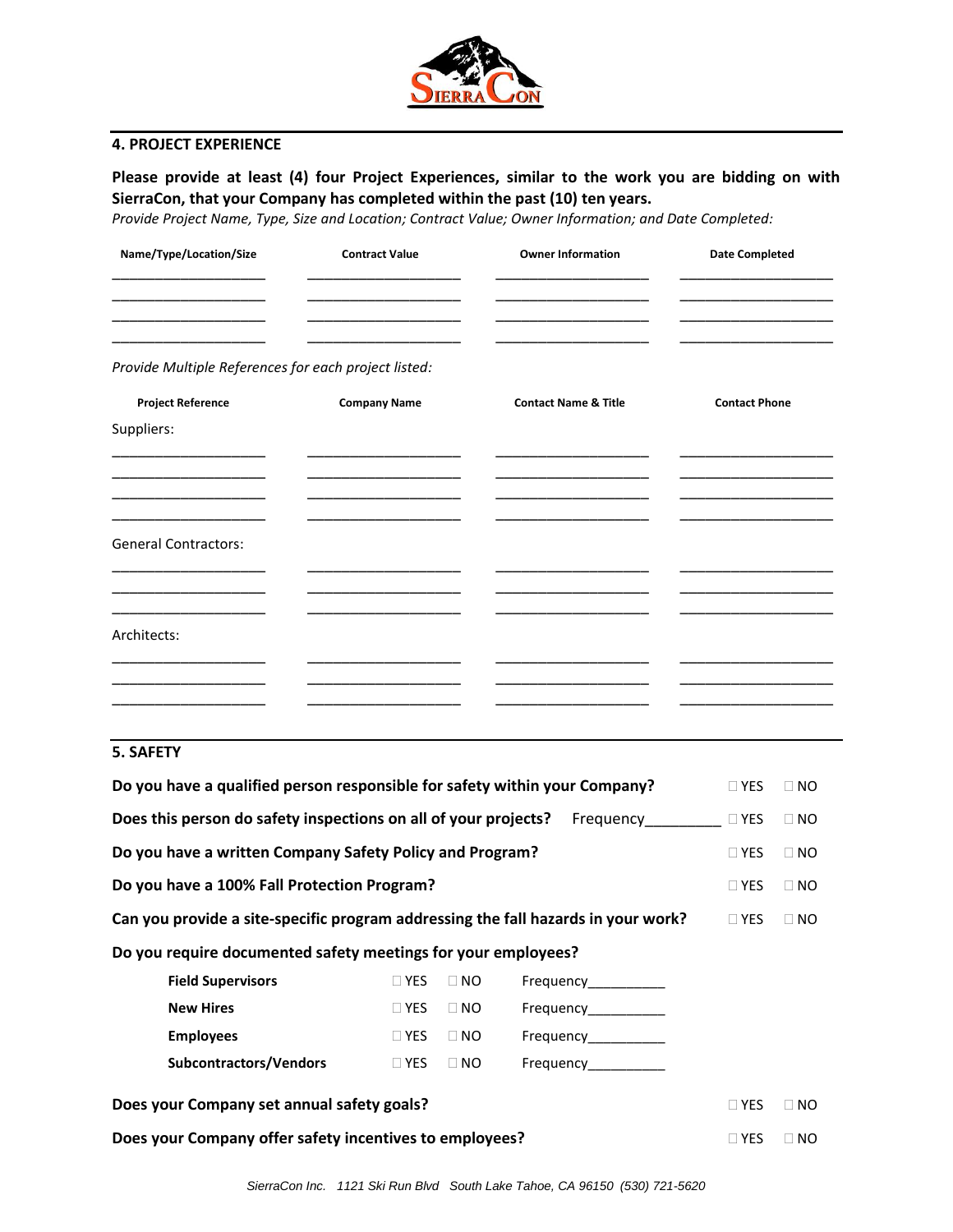## 4. PROJECT EXPERIENCE

**Please provide at least (4) four Project Experiences, similar to the work you are bidding on with SierraCon, that your Company has completed within the past (10) ten years.**

*Provide Project Name, Type, Size and Location; Contract Value; Owner Information; and Date Completed:*

| Name/Type/Location/Size | Contract Value | Owner Information | Date Completed |
|---|---|---|---|
| ____________________ | ____________________ | ____________________ | ____________________ |
| ____________________ | ____________________ | ____________________ | ____________________ |
| ____________________ | ____________________ | ____________________ | ____________________ |
| ____________________ | ____________________ | ____________________ | ____________________ |

*Provide Multiple References for each project listed:*

| Project Reference | Company Name | Contact Name & Title | Contact Phone |
|---|---|---|---|
| Suppliers: | | | |
| ____________________ | ____________________ | ____________________ | ____________________ |
| ____________________ | ____________________ | ____________________ | ____________________ |
| ____________________ | ____________________ | ____________________ | ____________________ |
| ____________________ | ____________________ | ____________________ | ____________________ |
| General Contractors: | | | |
| ____________________ | ____________________ | ____________________ | ____________________ |
| ____________________ | ____________________ | ____________________ | ____________________ |
| ____________________ | ____________________ | ____________________ | ____________________ |
| Architects: | | | |
| ____________________ | ____________________ | ____________________ | ____________________ |
| ____________________ | ____________________ | ____________________ | ____________________ |
| ____________________ | ____________________ | ____________________ | ____________________ |

## 5. SAFETY

**Do you have a qualified person responsible for safety within your Company?** ☐ YES ☐ NO

**Does this person do safety inspections on all of your projects?** Frequency_________ ☐ YES ☐ NO

**Do you have a written Company Safety Policy and Program?** ☐ YES ☐ NO

**Do you have a 100% Fall Protection Program?** ☐ YES ☐ NO

**Can you provide a site-specific program addressing the fall hazards in your work?** ☐ YES ☐ NO

**Do you require documented safety meetings for your employees?**

| | | | |
|---|---|---|---|
| **Field Supervisors** | ☐ YES | ☐ NO | Frequency__________ |
| **New Hires** | ☐ YES | ☐ NO | Frequency__________ |
| **Employees** | ☐ YES | ☐ NO | Frequency__________ |
| **Subcontractors/Vendors** | ☐ YES | ☐ NO | Frequency__________ |

**Does your Company set annual safety goals?** ☐ YES ☐ NO

**Does your Company offer safety incentives to employees?** ☐ YES ☐ NO

*SierraCon Inc. 1121 Ski Run Blvd South Lake Tahoe, CA 96150 (530) 721-5620*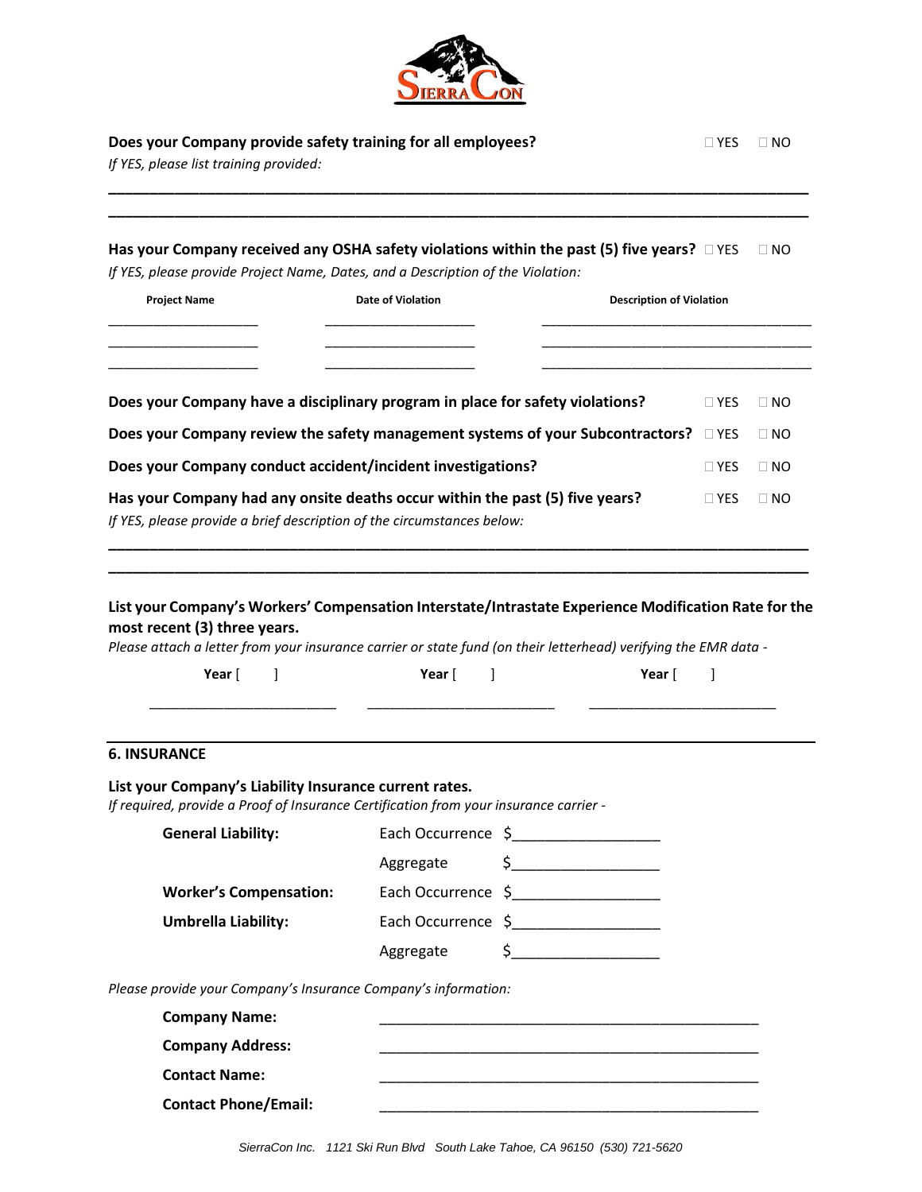**Does your Company provide safety training for all employees?** ☐ YES ☐ NO

*If YES, please list training provided:*

\_\_\_\_\_\_\_\_\_\_\_\_\_\_\_\_\_\_\_\_\_\_\_\_\_\_\_\_\_\_\_\_\_\_\_\_\_\_\_\_\_\_\_\_\_\_\_\_\_\_\_\_\_\_\_\_\_\_\_\_\_\_\_\_\_\_\_\_\_\_\_\_\_\_\_\_\_\_

\_\_\_\_\_\_\_\_\_\_\_\_\_\_\_\_\_\_\_\_\_\_\_\_\_\_\_\_\_\_\_\_\_\_\_\_\_\_\_\_\_\_\_\_\_\_\_\_\_\_\_\_\_\_\_\_\_\_\_\_\_\_\_\_\_\_\_\_\_\_\_\_\_\_\_\_\_\_

**Has your Company received any OSHA safety violations within the past (5) five years?** ☐ YES ☐ NO

*If YES, please provide Project Name, Dates, and a Description of the Violation:*

| Project Name | Date of Violation | Description of Violation |
|---|---|---|
| \_\_\_\_\_\_\_\_\_\_\_\_\_\_\_\_\_\_\_\_ | \_\_\_\_\_\_\_\_\_\_\_\_\_\_\_\_\_\_\_\_ | \_\_\_\_\_\_\_\_\_\_\_\_\_\_\_\_\_\_\_\_\_\_\_\_\_\_\_\_\_\_\_\_\_\_\_\_ |
| \_\_\_\_\_\_\_\_\_\_\_\_\_\_\_\_\_\_\_\_ | \_\_\_\_\_\_\_\_\_\_\_\_\_\_\_\_\_\_\_\_ | \_\_\_\_\_\_\_\_\_\_\_\_\_\_\_\_\_\_\_\_\_\_\_\_\_\_\_\_\_\_\_\_\_\_\_\_ |
| \_\_\_\_\_\_\_\_\_\_\_\_\_\_\_\_\_\_\_\_ | \_\_\_\_\_\_\_\_\_\_\_\_\_\_\_\_\_\_\_\_ | \_\_\_\_\_\_\_\_\_\_\_\_\_\_\_\_\_\_\_\_\_\_\_\_\_\_\_\_\_\_\_\_\_\_\_\_ |

**Does your Company have a disciplinary program in place for safety violations?** ☐ YES ☐ NO

**Does your Company review the safety management systems of your Subcontractors?** ☐ YES ☐ NO

**Does your Company conduct accident/incident investigations?** ☐ YES ☐ NO

**Has your Company had any onsite deaths occur within the past (5) five years?** ☐ YES ☐ NO

*If YES, please provide a brief description of the circumstances below:*

\_\_\_\_\_\_\_\_\_\_\_\_\_\_\_\_\_\_\_\_\_\_\_\_\_\_\_\_\_\_\_\_\_\_\_\_\_\_\_\_\_\_\_\_\_\_\_\_\_\_\_\_\_\_\_\_\_\_\_\_\_\_\_\_\_\_\_\_\_\_\_\_\_\_\_\_\_\_

\_\_\_\_\_\_\_\_\_\_\_\_\_\_\_\_\_\_\_\_\_\_\_\_\_\_\_\_\_\_\_\_\_\_\_\_\_\_\_\_\_\_\_\_\_\_\_\_\_\_\_\_\_\_\_\_\_\_\_\_\_\_\_\_\_\_\_\_\_\_\_\_\_\_\_\_\_\_

**List your Company's Workers' Compensation Interstate/Intrastate Experience Modification Rate for the most recent (3) three years.**

*Please attach a letter from your insurance carrier or state fund (on their letterhead) verifying the EMR data -*

| **Year** [ ] | **Year** [ ] | **Year** [ ] |
|---|---|---|
| \_\_\_\_\_\_\_\_\_\_\_\_\_\_\_\_\_\_\_\_\_\_\_\_\_ | \_\_\_\_\_\_\_\_\_\_\_\_\_\_\_\_\_\_\_\_\_\_\_\_\_ | \_\_\_\_\_\_\_\_\_\_\_\_\_\_\_\_\_\_\_\_\_\_\_\_\_ |

## 6. INSURANCE

**List your Company's Liability Insurance current rates.**

*If required, provide a Proof of Insurance Certification from your insurance carrier -*

| | | |
|---|---|---|
| **General Liability:** | Each Occurrence | $\_\_\_\_\_\_\_\_\_\_\_\_\_\_\_\_\_\_ |
| | Aggregate | $\_\_\_\_\_\_\_\_\_\_\_\_\_\_\_\_\_\_ |
| **Worker's Compensation:** | Each Occurrence | $\_\_\_\_\_\_\_\_\_\_\_\_\_\_\_\_\_\_ |
| **Umbrella Liability:** | Each Occurrence | $\_\_\_\_\_\_\_\_\_\_\_\_\_\_\_\_\_\_ |
| | Aggregate | $\_\_\_\_\_\_\_\_\_\_\_\_\_\_\_\_\_\_ |

*Please provide your Company's Insurance Company's information:*

| | |
|---|---|
| **Company Name:** | \_\_\_\_\_\_\_\_\_\_\_\_\_\_\_\_\_\_\_\_\_\_\_\_\_\_\_\_\_\_\_\_\_\_\_\_\_\_\_\_\_\_\_\_\_\_\_\_ |
| **Company Address:** | \_\_\_\_\_\_\_\_\_\_\_\_\_\_\_\_\_\_\_\_\_\_\_\_\_\_\_\_\_\_\_\_\_\_\_\_\_\_\_\_\_\_\_\_\_\_\_\_ |
| **Contact Name:** | \_\_\_\_\_\_\_\_\_\_\_\_\_\_\_\_\_\_\_\_\_\_\_\_\_\_\_\_\_\_\_\_\_\_\_\_\_\_\_\_\_\_\_\_\_\_\_\_ |
| **Contact Phone/Email:** | \_\_\_\_\_\_\_\_\_\_\_\_\_\_\_\_\_\_\_\_\_\_\_\_\_\_\_\_\_\_\_\_\_\_\_\_\_\_\_\_\_\_\_\_\_\_\_\_ |